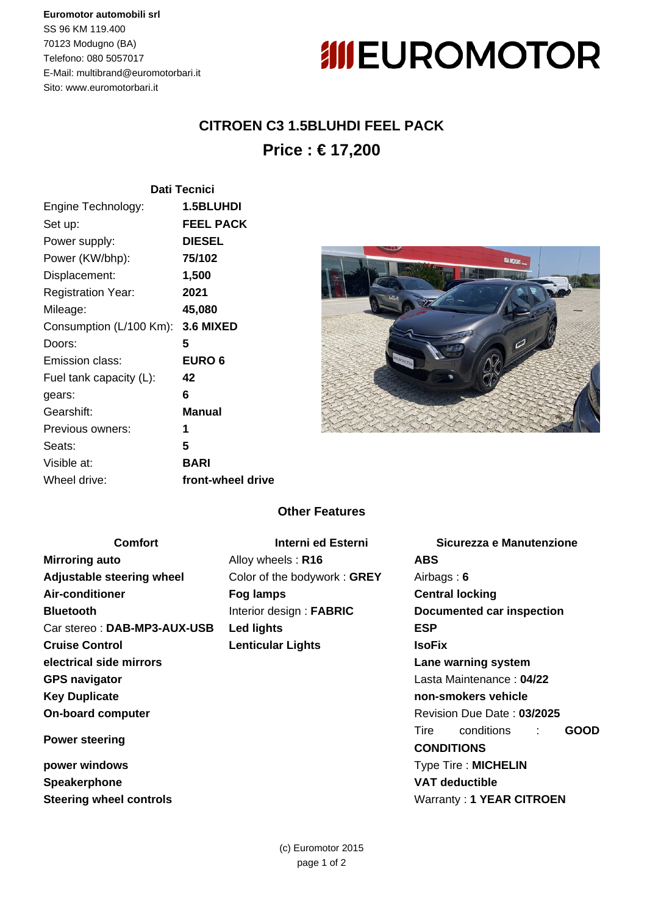**Euromotor automobili srl**
SS 96 KM 119.400
70123 Modugno (BA)
Telefono: 080 5057017
E-Mail: multibrand@euromotorbari.it
Sito: www.euromotorbari.it

# CITROEN C3 1.5BLUHDI FEEL PACK

## Price : € 17,200

### Dati Tecnici

| | |
|---|---|
| Engine Technology: | **1.5BLUHDI** |
| Set up: | **FEEL PACK** |
| Power supply: | **DIESEL** |
| Power (KW/bhp): | **75/102** |
| Displacement: | **1,500** |
| Registration Year: | **2021** |
| Mileage: | **45,080** |
| Consumption (L/100 Km): | **3.6 MIXED** |
| Doors: | **5** |
| Emission class: | **EURO 6** |
| Fuel tank capacity (L): | **42** |
| gears: | **6** |
| Gearshift: | **Manual** |
| Previous owners: | **1** |
| Seats: | **5** |
| Visible at: | **BARI** |
| Wheel drive: | **front-wheel drive** |

### Other Features

#### Comfort

- **Mirroring auto**
- **Adjustable steering wheel**
- **Air-conditioner**
- **Bluetooth**
- Car stereo : **DAB-MP3-AUX-USB**
- **Cruise Control**
- **electrical side mirrors**
- **GPS navigator**
- **Key Duplicate**
- **On-board computer**
- **Power steering**
- **power windows**
- **Speakerphone**
- **Steering wheel controls**

#### Interni ed Esterni

- Alloy wheels : **R16**
- Color of the bodywork : **GREY**
- **Fog lamps**
- Interior design : **FABRIC**
- **Led lights**
- **Lenticular Lights**

#### Sicurezza e Manutenzione

- **ABS**
- Airbags : **6**
- **Central locking**
- **Documented car inspection**
- **ESP**
- **IsoFix**
- **Lane warning system**
- Lasta Maintenance : **04/22**
- **non-smokers vehicle**
- Revision Due Date : **03/2025**
- Tire conditions : **GOOD CONDITIONS**
- Type Tire : **MICHELIN**
- **VAT deductible**
- Warranty : **1 YEAR CITROEN**

(c) Euromotor 2015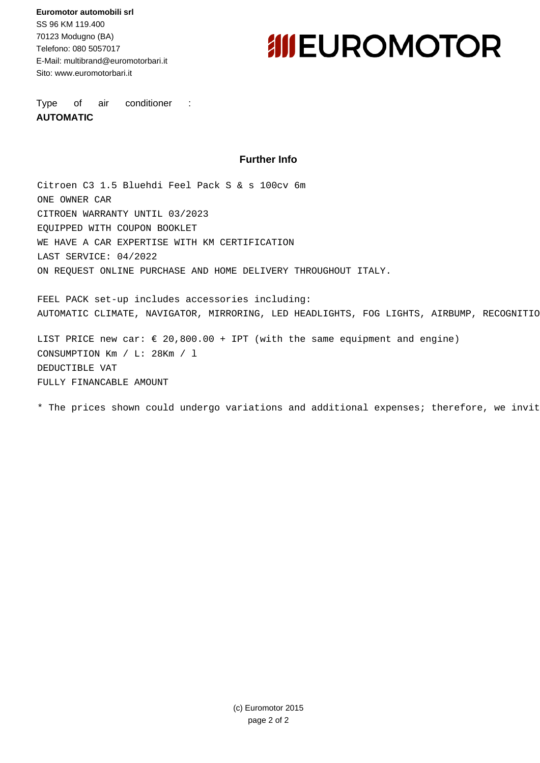**Euromotor automobili srl**
SS 96 KM 119.400
70123 Modugno (BA)
Telefono: 080 5057017
E-Mail: multibrand@euromotorbari.it
Sito: www.euromotorbari.it

EUROMOTOR

Type of air conditioner : **AUTOMATIC**

### Further Info

Citroen C3 1.5 Bluehdi Feel Pack S & s 100cv 6m
ONE OWNER CAR
CITROEN WARRANTY UNTIL 03/2023
EQUIPPED WITH COUPON BOOKLET
WE HAVE A CAR EXPERTISE WITH KM CERTIFICATION
LAST SERVICE: 04/2022
ON REQUEST ONLINE PURCHASE AND HOME DELIVERY THROUGHOUT ITALY.

FEEL PACK set-up includes accessories including:
AUTOMATIC CLIMATE, NAVIGATOR, MIRRORING, LED HEADLIGHTS, FOG LIGHTS, AIRBUMP, RECOGNITIO

LIST PRICE new car: € 20,800.00 + IPT (with the same equipment and engine)
CONSUMPTION Km / L: 28Km / l
DEDUCTIBLE VAT
FULLY FINANCABLE AMOUNT

* The prices shown could undergo variations and additional expenses; therefore, we invit

(c) Euromotor 2015